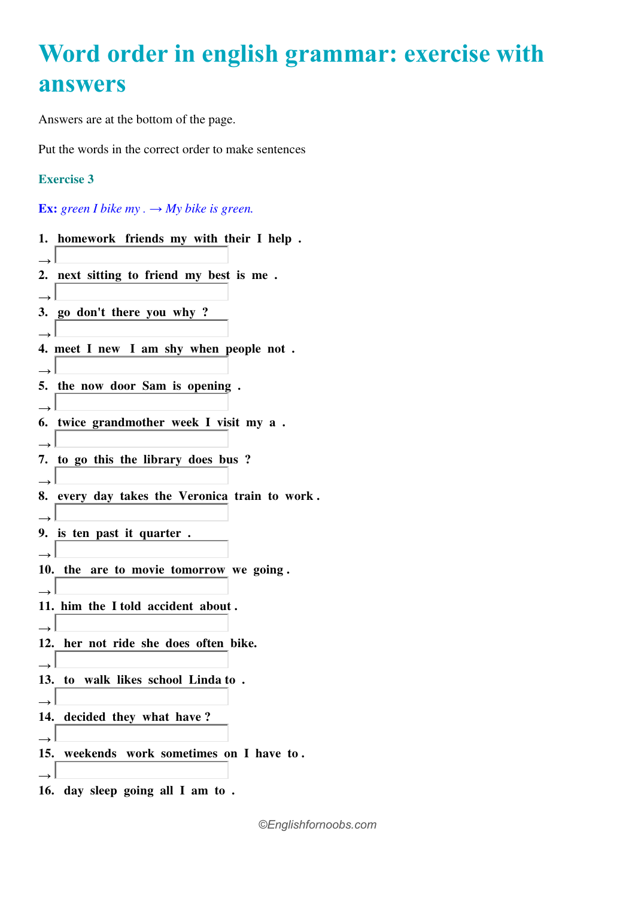# Word order in english grammar: exercise with answers

Answers are at the bottom of the page.

Put the words in the correct order to make sentences

### Exercise 3

**Ex:** *green I bike my . → My bike is green.*

1. **homework friends my with their I help .**

→

2. **next sitting to friend my best is me .**

→

3. **go don't there you why ?**

→

4. **meet I new I am shy when people not .**

→

5. **the now door Sam is opening .**

→

6. **twice grandmother week I visit my a .**

→

7. **to go this the library does bus ?**

→

8. **every day takes the Veronica train to work .**

→

9. **is ten past it quarter .**

→

10. **the are to movie tomorrow we going .**

→

11. **him the I told accident about .**

→

12. **her not ride she does often bike.**

→

13. **to walk likes school Linda to .**

→

14. **decided they what have ?**

→

15. **weekends work sometimes on I have to .**

→

16. **day sleep going all I am to .**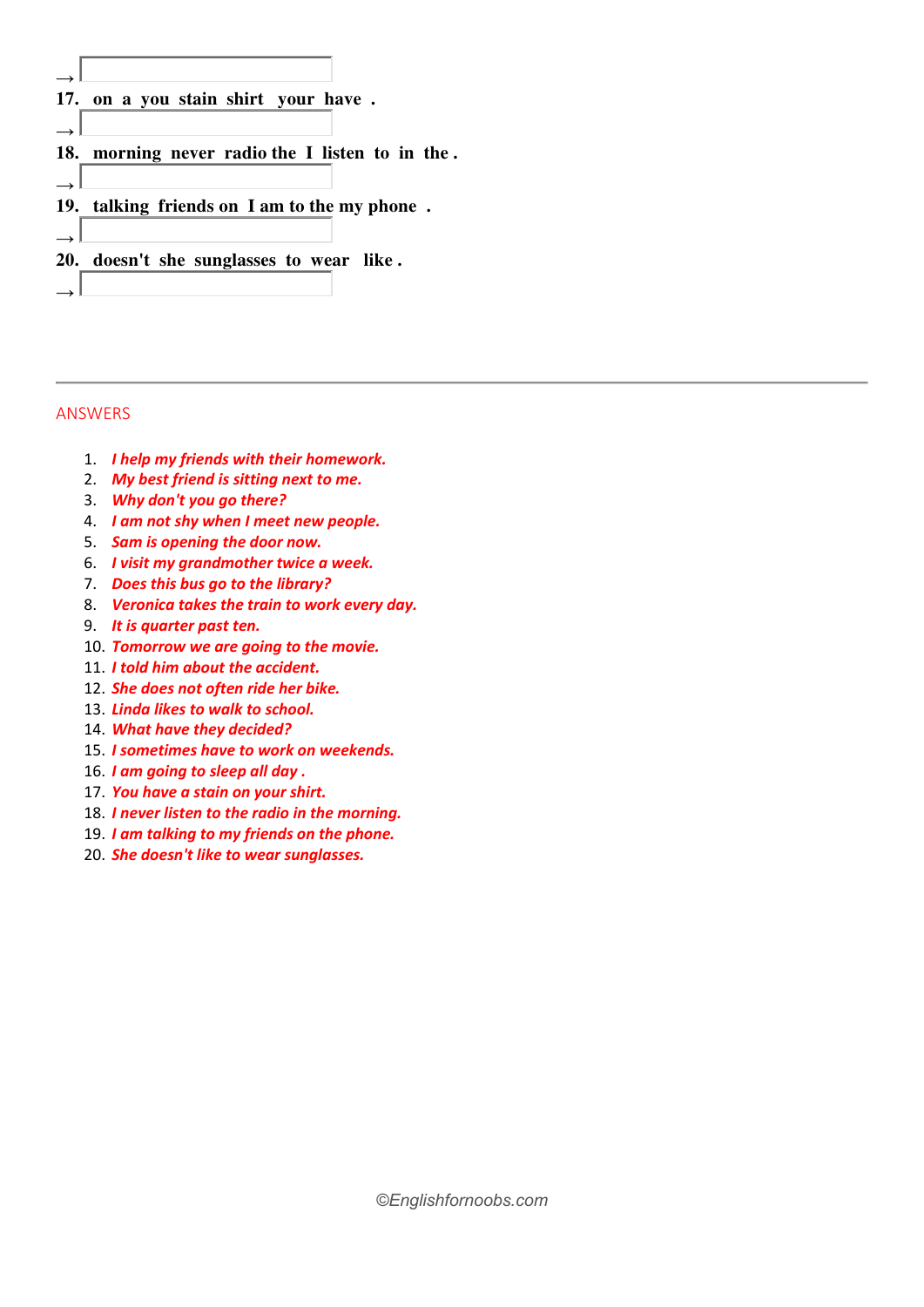→

17. on a you stain shirt your have .

→

18. morning never radio the I listen to in the .

→

19. talking friends on I am to the my phone .

→

20. doesn't she sunglasses to wear like .

→

---

ANSWERS

1. *I help my friends with their homework.*
2. *My best friend is sitting next to me.*
3. *Why don't you go there?*
4. *I am not shy when I meet new people.*
5. *Sam is opening the door now.*
6. *I visit my grandmother twice a week.*
7. *Does this bus go to the library?*
8. *Veronica takes the train to work every day.*
9. *It is quarter past ten.*
10. *Tomorrow we are going to the movie.*
11. *I told him about the accident.*
12. *She does not often ride her bike.*
13. *Linda likes to walk to school.*
14. *What have they decided?*
15. *I sometimes have to work on weekends.*
16. *I am going to sleep all day .*
17. *You have a stain on your shirt.*
18. *I never listen to the radio in the morning.*
19. *I am talking to my friends on the phone.*
20. *She doesn't like to wear sunglasses.*

©Englishfornoobs.com